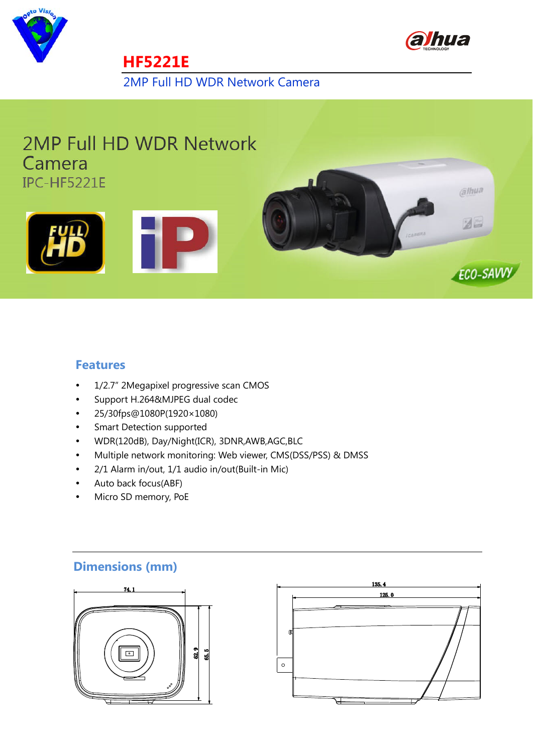# HF5221E

2MP Full HD WDR Network Camera

## 2MP Full HD WDR Network Camera

IPC-HF5221E

### Features

- 1/2.7" 2Megapixel progressive scan CMOS
- Support H.264&MJPEG dual codec
- 25/30fps@1080P(1920×1080)
- Smart Detection supported
- WDR(120dB), Day/Night(ICR), 3DNR,AWB,AGC,BLC
- Multiple network monitoring: Web viewer, CMS(DSS/PSS) & DMSS
- 2/1 Alarm in/out, 1/1 audio in/out(Built-in Mic)
- Auto back focus(ABF)
- Micro SD memory, PoE

### Dimensions (mm)

74.1

62.9

65.5

135.4

126.0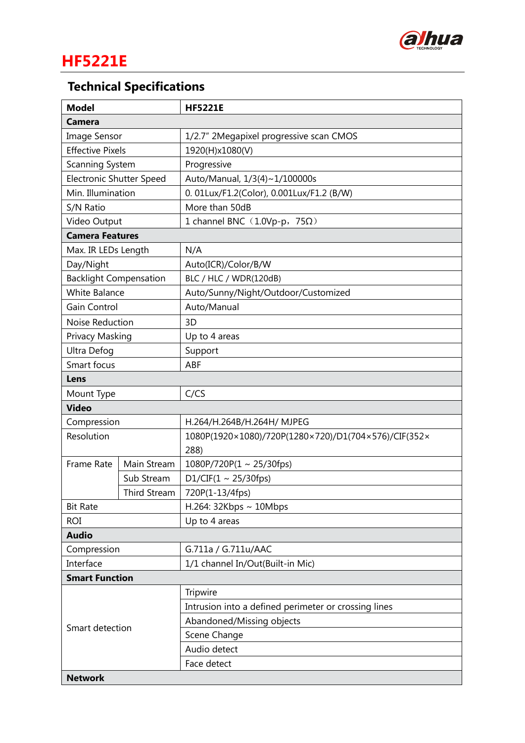# HF5221E

## Technical Specifications

| Model | | HF5221E |
|---|---|---|
| **Camera** | | |
| Image Sensor | | 1/2.7" 2Megapixel progressive scan CMOS |
| Effective Pixels | | 1920(H)x1080(V) |
| Scanning System | | Progressive |
| Electronic Shutter Speed | | Auto/Manual, 1/3(4)~1/100000s |
| Min. Illumination | | 0. 01Lux/F1.2(Color), 0.001Lux/F1.2 (B/W) |
| S/N Ratio | | More than 50dB |
| Video Output | | 1 channel BNC（1.0Vp-p，75Ω） |
| **Camera Features** | | |
| Max. IR LEDs Length | | N/A |
| Day/Night | | Auto(ICR)/Color/B/W |
| Backlight Compensation | | BLC / HLC / WDR(120dB) |
| White Balance | | Auto/Sunny/Night/Outdoor/Customized |
| Gain Control | | Auto/Manual |
| Noise Reduction | | 3D |
| Privacy Masking | | Up to 4 areas |
| Ultra Defog | | Support |
| Smart focus | | ABF |
| **Lens** | | |
| Mount Type | | C/CS |
| **Video** | | |
| Compression | | H.264/H.264B/H.264H/ MJPEG |
| Resolution | | 1080P(1920×1080)/720P(1280×720)/D1(704×576)/CIF(352×288) |
| Frame Rate | Main Stream | 1080P/720P(1 ~ 25/30fps) |
| | Sub Stream | D1/CIF(1 ~ 25/30fps) |
| | Third Stream | 720P(1-13/4fps) |
| Bit Rate | | H.264: 32Kbps ~ 10Mbps |
| ROI | | Up to 4 areas |
| **Audio** | | |
| Compression | | G.711a / G.711u/AAC |
| Interface | | 1/1 channel In/Out(Built-in Mic) |
| **Smart Function** | | |
| Smart detection | | Tripwire |
| | | Intrusion into a defined perimeter or crossing lines |
| | | Abandoned/Missing objects |
| | | Scene Change |
| | | Audio detect |
| | | Face detect |
| **Network** | | |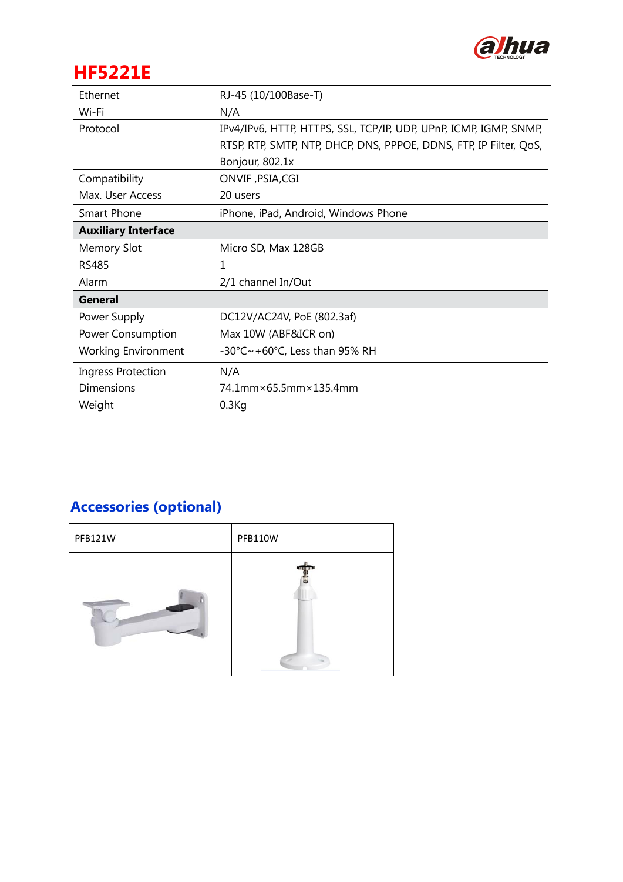# HF5221E

| | |
|---|---|
| Ethernet | RJ-45 (10/100Base-T) |
| Wi-Fi | N/A |
| Protocol | IPv4/IPv6, HTTP, HTTPS, SSL, TCP/IP, UDP, UPnP, ICMP, IGMP, SNMP, RTSP, RTP, SMTP, NTP, DHCP, DNS, PPPOE, DDNS, FTP, IP Filter, QoS, Bonjour, 802.1x |
| Compatibility | ONVIF ,PSIA,CGI |
| Max. User Access | 20 users |
| Smart Phone | iPhone, iPad, Android, Windows Phone |
| **Auxiliary Interface** | |
| Memory Slot | Micro SD, Max 128GB |
| RS485 | 1 |
| Alarm | 2/1 channel In/Out |
| **General** | |
| Power Supply | DC12V/AC24V, PoE (802.3af) |
| Power Consumption | Max 10W (ABF&ICR on) |
| Working Environment | -30°C~+60°C, Less than 95% RH |
| Ingress Protection | N/A |
| Dimensions | 74.1mm×65.5mm×135.4mm |
| Weight | 0.3Kg |

## Accessories (optional)

| PFB121W | PFB110W |
|---|---|
| | |